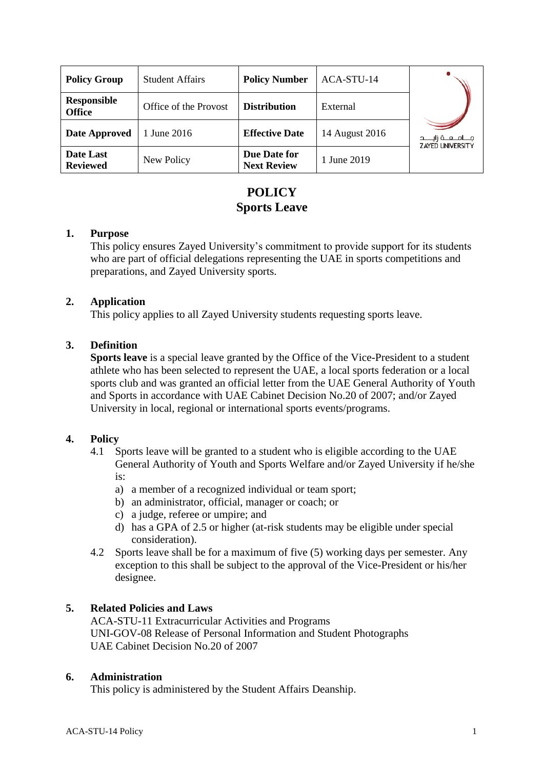| Policy Group | Student Affairs | Policy Number | ACA-STU-14 |
|---|---|---|---|
| Responsible Office | Office of the Provost | Distribution | External |
| Date Approved | 1 June 2016 | Effective Date | 14 August 2016 |
| Date Last Reviewed | New Policy | Due Date for Next Review | 1 June 2019 |

# POLICY
# Sports Leave

## 1. Purpose

This policy ensures Zayed University's commitment to provide support for its students who are part of official delegations representing the UAE in sports competitions and preparations, and Zayed University sports.

## 2. Application

This policy applies to all Zayed University students requesting sports leave.

## 3. Definition

**Sports leave** is a special leave granted by the Office of the Vice-President to a student athlete who has been selected to represent the UAE, a local sports federation or a local sports club and was granted an official letter from the UAE General Authority of Youth and Sports in accordance with UAE Cabinet Decision No.20 of 2007; and/or Zayed University in local, regional or international sports events/programs.

## 4. Policy

4.1 Sports leave will be granted to a student who is eligible according to the UAE General Authority of Youth and Sports Welfare and/or Zayed University if he/she is:

a) a member of a recognized individual or team sport;
b) an administrator, official, manager or coach; or
c) a judge, referee or umpire; and
d) has a GPA of 2.5 or higher (at-risk students may be eligible under special consideration).

4.2 Sports leave shall be for a maximum of five (5) working days per semester. Any exception to this shall be subject to the approval of the Vice-President or his/her designee.

## 5. Related Policies and Laws

ACA-STU-11 Extracurricular Activities and Programs
UNI-GOV-08 Release of Personal Information and Student Photographs
UAE Cabinet Decision No.20 of 2007

## 6. Administration

This policy is administered by the Student Affairs Deanship.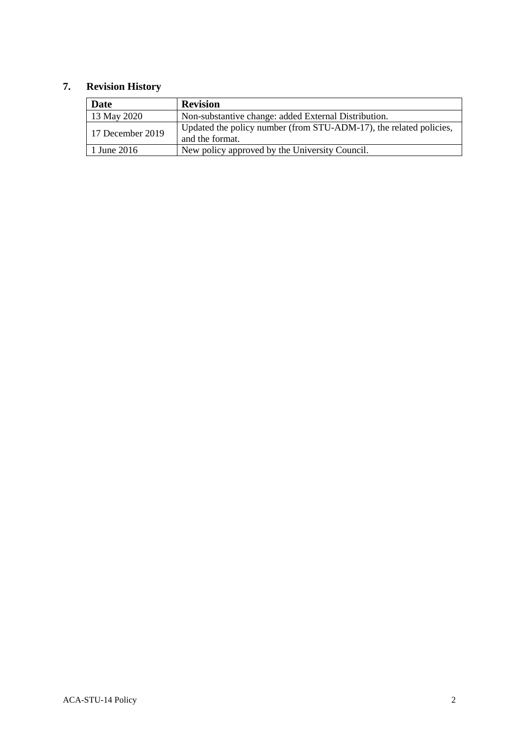## 7. Revision History

| Date | Revision |
|---|---|
| 13 May 2020 | Non-substantive change: added External Distribution. |
| 17 December 2019 | Updated the policy number (from STU-ADM-17), the related policies, and the format. |
| 1 June 2016 | New policy approved by the University Council. |